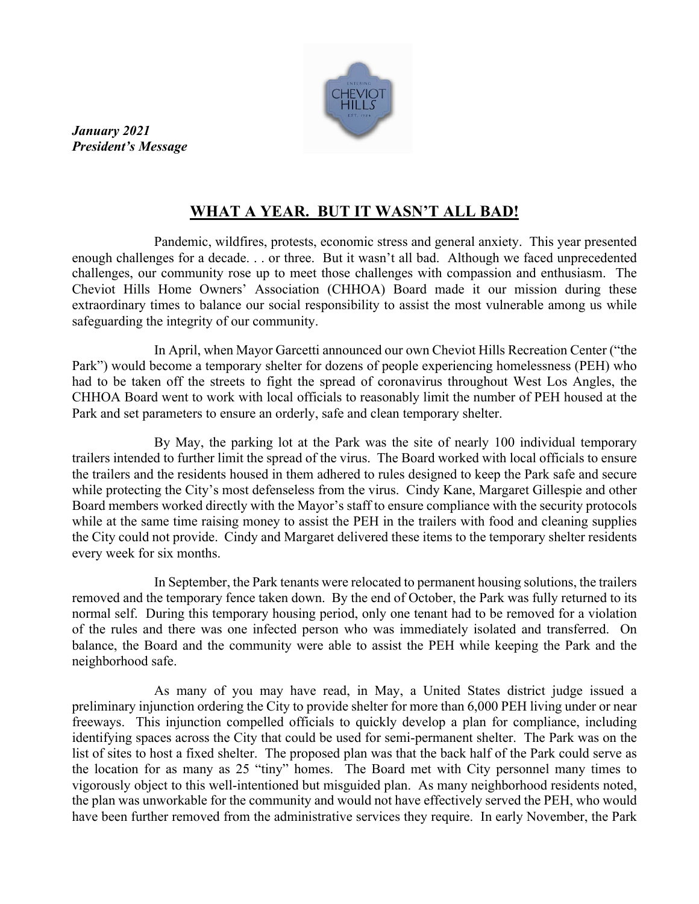***January 2021***
***President's Message***

## WHAT A YEAR. BUT IT WASN'T ALL BAD!

Pandemic, wildfires, protests, economic stress and general anxiety. This year presented enough challenges for a decade. . . or three. But it wasn't all bad. Although we faced unprecedented challenges, our community rose up to meet those challenges with compassion and enthusiasm. The Cheviot Hills Home Owners' Association (CHHOA) Board made it our mission during these extraordinary times to balance our social responsibility to assist the most vulnerable among us while safeguarding the integrity of our community.

In April, when Mayor Garcetti announced our own Cheviot Hills Recreation Center ("the Park") would become a temporary shelter for dozens of people experiencing homelessness (PEH) who had to be taken off the streets to fight the spread of coronavirus throughout West Los Angles, the CHHOA Board went to work with local officials to reasonably limit the number of PEH housed at the Park and set parameters to ensure an orderly, safe and clean temporary shelter.

By May, the parking lot at the Park was the site of nearly 100 individual temporary trailers intended to further limit the spread of the virus. The Board worked with local officials to ensure the trailers and the residents housed in them adhered to rules designed to keep the Park safe and secure while protecting the City's most defenseless from the virus. Cindy Kane, Margaret Gillespie and other Board members worked directly with the Mayor's staff to ensure compliance with the security protocols while at the same time raising money to assist the PEH in the trailers with food and cleaning supplies the City could not provide. Cindy and Margaret delivered these items to the temporary shelter residents every week for six months.

In September, the Park tenants were relocated to permanent housing solutions, the trailers removed and the temporary fence taken down. By the end of October, the Park was fully returned to its normal self. During this temporary housing period, only one tenant had to be removed for a violation of the rules and there was one infected person who was immediately isolated and transferred. On balance, the Board and the community were able to assist the PEH while keeping the Park and the neighborhood safe.

As many of you may have read, in May, a United States district judge issued a preliminary injunction ordering the City to provide shelter for more than 6,000 PEH living under or near freeways. This injunction compelled officials to quickly develop a plan for compliance, including identifying spaces across the City that could be used for semi-permanent shelter. The Park was on the list of sites to host a fixed shelter. The proposed plan was that the back half of the Park could serve as the location for as many as 25 "tiny" homes. The Board met with City personnel many times to vigorously object to this well-intentioned but misguided plan. As many neighborhood residents noted, the plan was unworkable for the community and would not have effectively served the PEH, who would have been further removed from the administrative services they require. In early November, the Park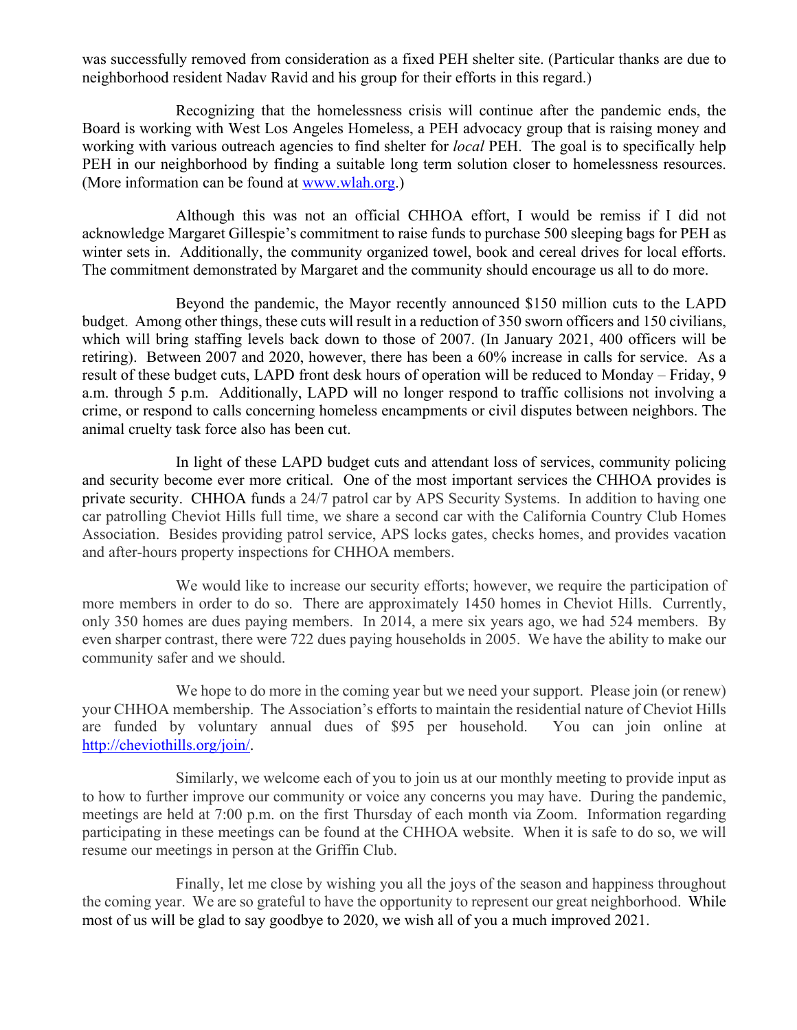was successfully removed from consideration as a fixed PEH shelter site. (Particular thanks are due to neighborhood resident Nadav Ravid and his group for their efforts in this regard.)

Recognizing that the homelessness crisis will continue after the pandemic ends, the Board is working with West Los Angeles Homeless, a PEH advocacy group that is raising money and working with various outreach agencies to find shelter for *local* PEH. The goal is to specifically help PEH in our neighborhood by finding a suitable long term solution closer to homelessness resources. (More information can be found at [www.wlah.org](www.wlah.org).)

Although this was not an official CHHOA effort, I would be remiss if I did not acknowledge Margaret Gillespie's commitment to raise funds to purchase 500 sleeping bags for PEH as winter sets in. Additionally, the community organized towel, book and cereal drives for local efforts. The commitment demonstrated by Margaret and the community should encourage us all to do more.

Beyond the pandemic, the Mayor recently announced \$150 million cuts to the LAPD budget. Among other things, these cuts will result in a reduction of 350 sworn officers and 150 civilians, which will bring staffing levels back down to those of 2007. (In January 2021, 400 officers will be retiring). Between 2007 and 2020, however, there has been a 60% increase in calls for service. As a result of these budget cuts, LAPD front desk hours of operation will be reduced to Monday – Friday, 9 a.m. through 5 p.m. Additionally, LAPD will no longer respond to traffic collisions not involving a crime, or respond to calls concerning homeless encampments or civil disputes between neighbors. The animal cruelty task force also has been cut.

In light of these LAPD budget cuts and attendant loss of services, community policing and security become ever more critical. One of the most important services the CHHOA provides is private security. CHHOA funds a 24/7 patrol car by APS Security Systems. In addition to having one car patrolling Cheviot Hills full time, we share a second car with the California Country Club Homes Association. Besides providing patrol service, APS locks gates, checks homes, and provides vacation and after-hours property inspections for CHHOA members.

We would like to increase our security efforts; however, we require the participation of more members in order to do so. There are approximately 1450 homes in Cheviot Hills. Currently, only 350 homes are dues paying members. In 2014, a mere six years ago, we had 524 members. By even sharper contrast, there were 722 dues paying households in 2005. We have the ability to make our community safer and we should.

We hope to do more in the coming year but we need your support. Please join (or renew) your CHHOA membership. The Association's efforts to maintain the residential nature of Cheviot Hills are funded by voluntary annual dues of \$95 per household. You can join online at [http://cheviothills.org/join/](http://cheviothills.org/join/).

Similarly, we welcome each of you to join us at our monthly meeting to provide input as to how to further improve our community or voice any concerns you may have. During the pandemic, meetings are held at 7:00 p.m. on the first Thursday of each month via Zoom. Information regarding participating in these meetings can be found at the CHHOA website. When it is safe to do so, we will resume our meetings in person at the Griffin Club.

Finally, let me close by wishing you all the joys of the season and happiness throughout the coming year. We are so grateful to have the opportunity to represent our great neighborhood. While most of us will be glad to say goodbye to 2020, we wish all of you a much improved 2021.